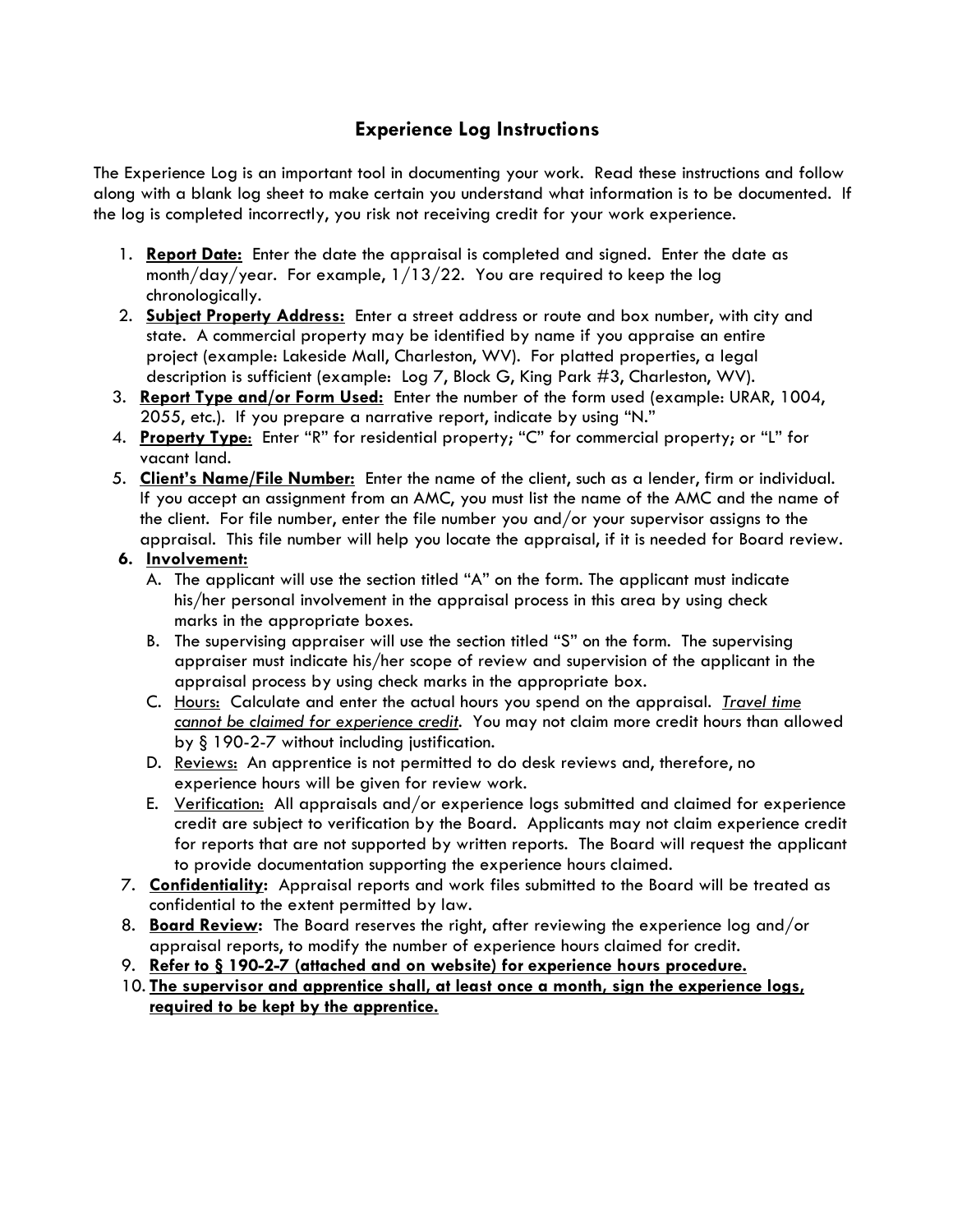## Experience Log Instructions

The Experience Log is an important tool in documenting your work. Read these instructions and follow along with a blank log sheet to make certain you understand what information is to be documented. If the log is completed incorrectly, you risk not receiving credit for your work experience.

1. **Report Date:** Enter the date the appraisal is completed and signed. Enter the date as month/day/year. For example, 1/13/22. You are required to keep the log chronologically.
2. **Subject Property Address:** Enter a street address or route and box number, with city and state. A commercial property may be identified by name if you appraise an entire project (example: Lakeside Mall, Charleston, WV). For platted properties, a legal description is sufficient (example: Log 7, Block G, King Park #3, Charleston, WV).
3. **Report Type and/or Form Used:** Enter the number of the form used (example: URAR, 1004, 2055, etc.). If you prepare a narrative report, indicate by using "N."
4. **Property Type**: Enter "R" for residential property; "C" for commercial property; or "L" for vacant land.
5. **Client's Name/File Number:** Enter the name of the client, such as a lender, firm or individual. If you accept an assignment from an AMC, you must list the name of the AMC and the name of the client. For file number, enter the file number you and/or your supervisor assigns to the appraisal. This file number will help you locate the appraisal, if it is needed for Board review.
6. **Involvement:**
   A. The applicant will use the section titled "A" on the form. The applicant must indicate his/her personal involvement in the appraisal process in this area by using check marks in the appropriate boxes.
   B. The supervising appraiser will use the section titled "S" on the form. The supervising appraiser must indicate his/her scope of review and supervision of the applicant in the appraisal process by using check marks in the appropriate box.
   C. Hours: Calculate and enter the actual hours you spend on the appraisal. *Travel time cannot be claimed for experience credit*. You may not claim more credit hours than allowed by § 190-2-7 without including justification.
   D. Reviews: An apprentice is not permitted to do desk reviews and, therefore, no experience hours will be given for review work.
   E. Verification: All appraisals and/or experience logs submitted and claimed for experience credit are subject to verification by the Board. Applicants may not claim experience credit for reports that are not supported by written reports. The Board will request the applicant to provide documentation supporting the experience hours claimed.
7. **Confidentiality:** Appraisal reports and work files submitted to the Board will be treated as confidential to the extent permitted by law.
8. **Board Review:** The Board reserves the right, after reviewing the experience log and/or appraisal reports, to modify the number of experience hours claimed for credit.
9. **Refer to § 190-2-7 (attached and on website) for experience hours procedure.**
10. **The supervisor and apprentice shall, at least once a month, sign the experience logs, required to be kept by the apprentice.**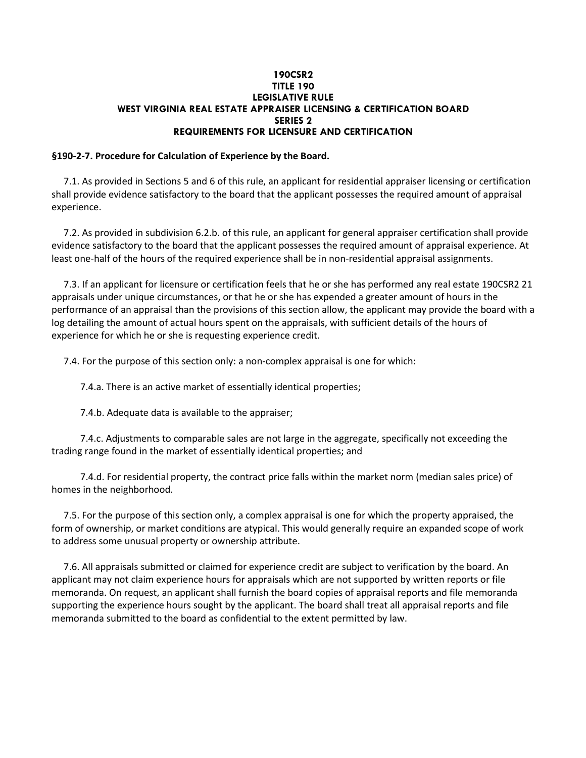**190CSR2**
**TITLE 190**
**LEGISLATIVE RULE**
**WEST VIRGINIA REAL ESTATE APPRAISER LICENSING & CERTIFICATION BOARD**
**SERIES 2**
**REQUIREMENTS FOR LICENSURE AND CERTIFICATION**

**§190-2-7. Procedure for Calculation of Experience by the Board.**

7.1. As provided in Sections 5 and 6 of this rule, an applicant for residential appraiser licensing or certification shall provide evidence satisfactory to the board that the applicant possesses the required amount of appraisal experience.

7.2. As provided in subdivision 6.2.b. of this rule, an applicant for general appraiser certification shall provide evidence satisfactory to the board that the applicant possesses the required amount of appraisal experience. At least one-half of the hours of the required experience shall be in non-residential appraisal assignments.

7.3. If an applicant for licensure or certification feels that he or she has performed any real estate 190CSR2 21 appraisals under unique circumstances, or that he or she has expended a greater amount of hours in the performance of an appraisal than the provisions of this section allow, the applicant may provide the board with a log detailing the amount of actual hours spent on the appraisals, with sufficient details of the hours of experience for which he or she is requesting experience credit.

7.4. For the purpose of this section only: a non-complex appraisal is one for which:

7.4.a. There is an active market of essentially identical properties;

7.4.b. Adequate data is available to the appraiser;

7.4.c. Adjustments to comparable sales are not large in the aggregate, specifically not exceeding the trading range found in the market of essentially identical properties; and

7.4.d. For residential property, the contract price falls within the market norm (median sales price) of homes in the neighborhood.

7.5. For the purpose of this section only, a complex appraisal is one for which the property appraised, the form of ownership, or market conditions are atypical. This would generally require an expanded scope of work to address some unusual property or ownership attribute.

7.6. All appraisals submitted or claimed for experience credit are subject to verification by the board. An applicant may not claim experience hours for appraisals which are not supported by written reports or file memoranda. On request, an applicant shall furnish the board copies of appraisal reports and file memoranda supporting the experience hours sought by the applicant. The board shall treat all appraisal reports and file memoranda submitted to the board as confidential to the extent permitted by law.